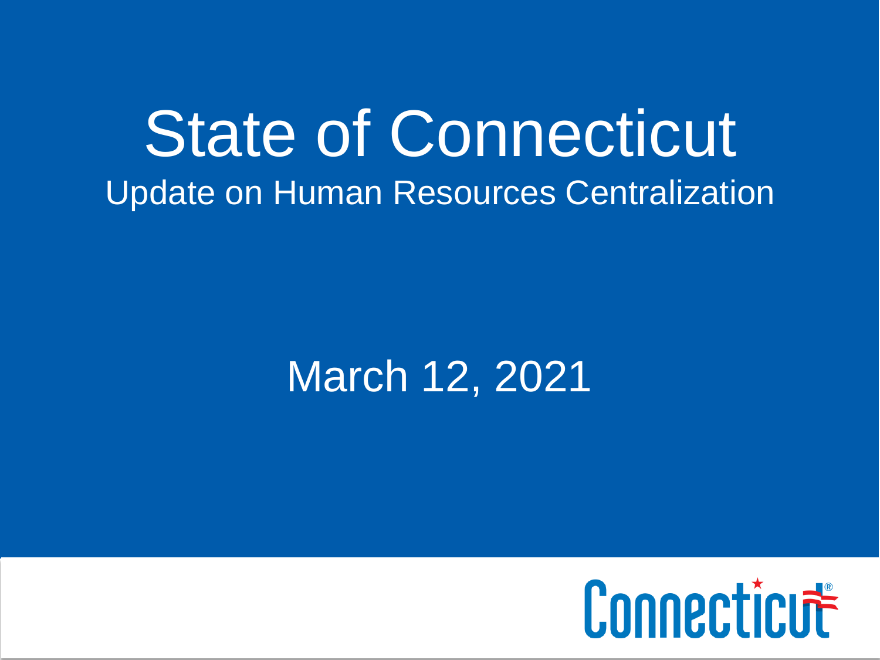# State of Connecticut

## Update on Human Resources Centralization

March 12, 2021

Connecticut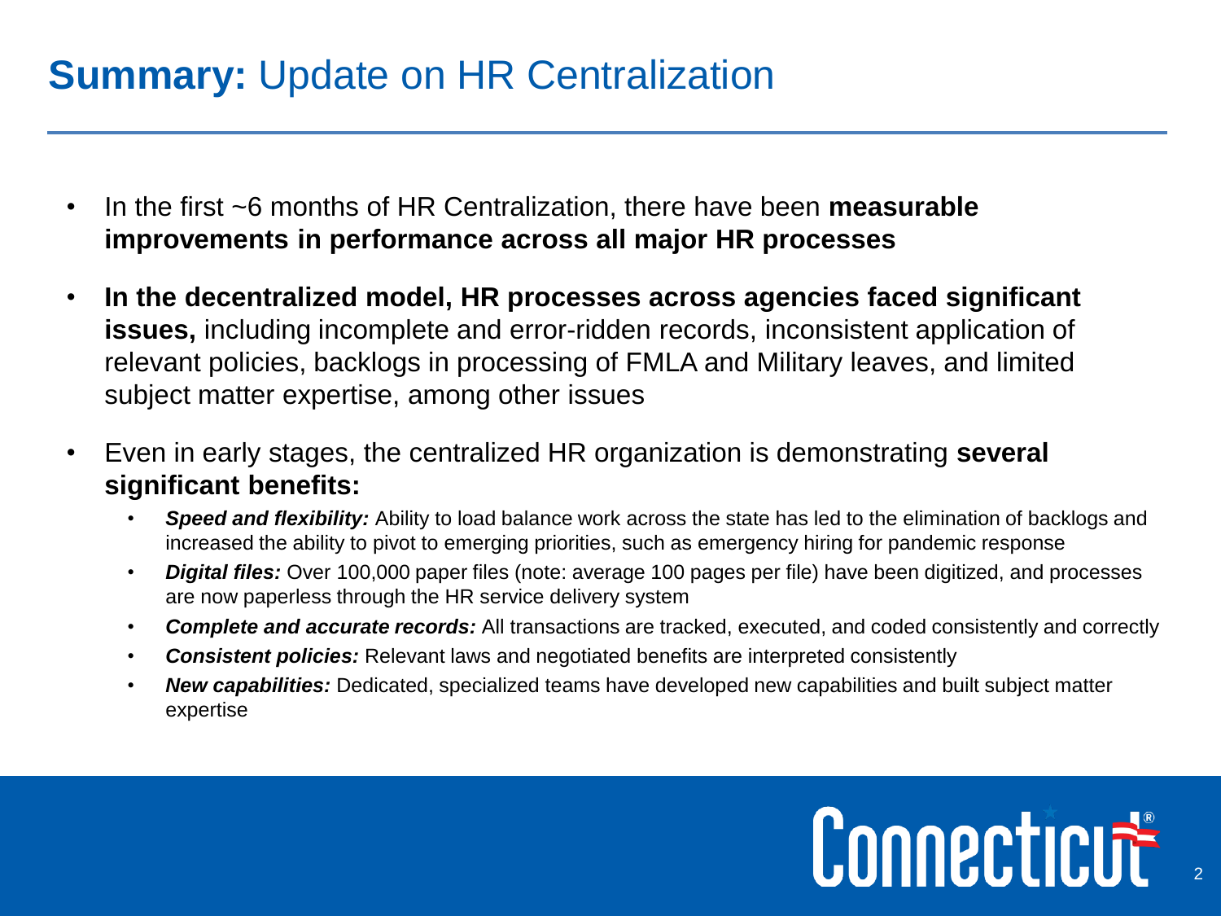# **Summary:** Update on HR Centralization

- In the first ~6 months of HR Centralization, there have been **measurable improvements in performance across all major HR processes**
- **In the decentralized model, HR processes across agencies faced significant issues,** including incomplete and error-ridden records, inconsistent application of relevant policies, backlogs in processing of FMLA and Military leaves, and limited subject matter expertise, among other issues
- Even in early stages, the centralized HR organization is demonstrating **several significant benefits:**
  - ***Speed and flexibility:*** Ability to load balance work across the state has led to the elimination of backlogs and increased the ability to pivot to emerging priorities, such as emergency hiring for pandemic response
  - ***Digital files:*** Over 100,000 paper files (note: average 100 pages per file) have been digitized, and processes are now paperless through the HR service delivery system
  - ***Complete and accurate records:*** All transactions are tracked, executed, and coded consistently and correctly
  - ***Consistent policies:*** Relevant laws and negotiated benefits are interpreted consistently
  - ***New capabilities:*** Dedicated, specialized teams have developed new capabilities and built subject matter expertise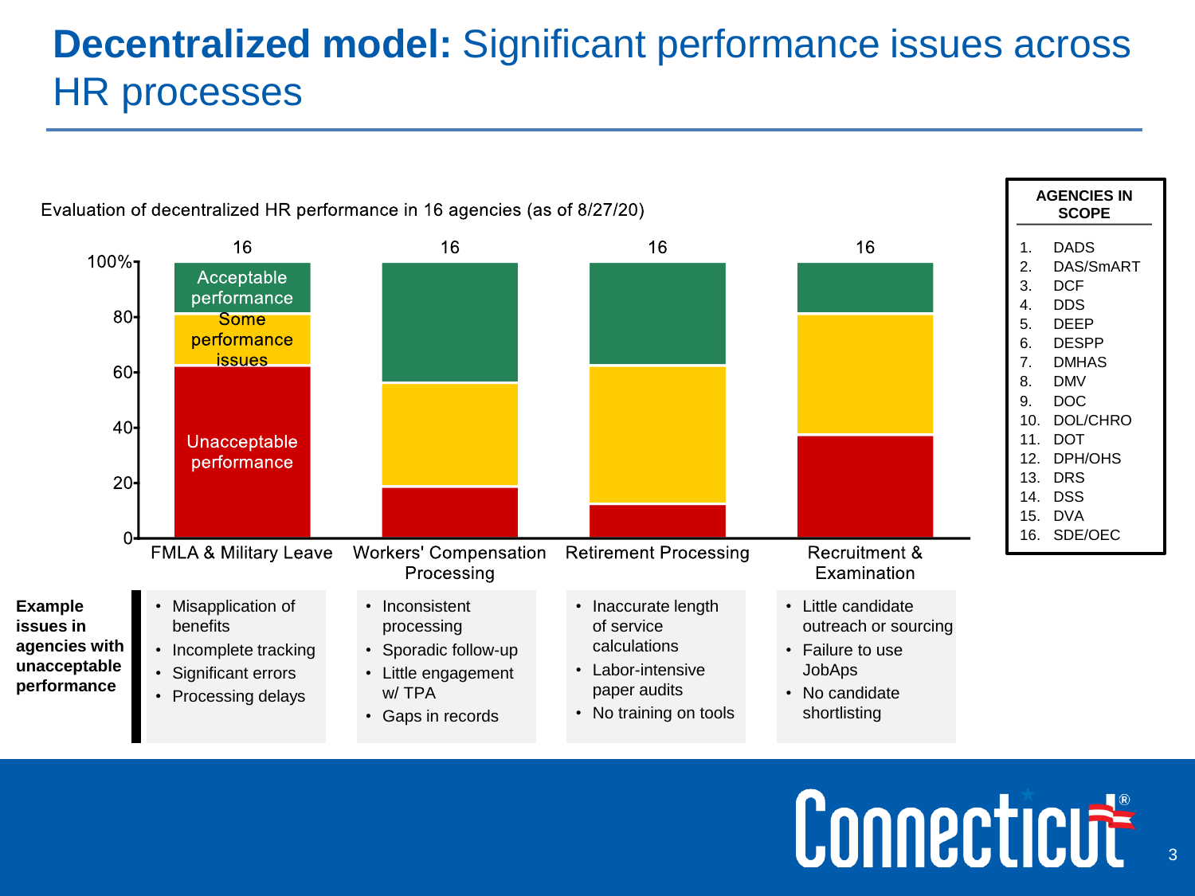# **Decentralized model:** Significant performance issues across HR processes

Evaluation of decentralized HR performance in 16 agencies (as of 8/27/20)

| | FMLA & Military Leave | Workers' Compensation Processing | Retirement Processing | Recruitment & Examination |
|---|---|---|---|---|
| n | 16 | 16 | 16 | 16 |

Legend: Acceptable performance; Some performance issues; Unacceptable performance

**Example issues in agencies with unacceptable performance**

| FMLA & Military Leave | Workers' Compensation Processing | Retirement Processing | Recruitment & Examination |
|---|---|---|---|
| • Misapplication of benefits<br>• Incomplete tracking<br>• Significant errors<br>• Processing delays | • Inconsistent processing<br>• Sporadic follow-up<br>• Little engagement w/ TPA<br>• Gaps in records | • Inaccurate length of service calculations<br>• Labor-intensive paper audits<br>• No training on tools | • Little candidate outreach or sourcing<br>• Failure to use JobAps<br>• No candidate shortlisting |

**AGENCIES IN SCOPE**

1. DADS
2. DAS/SmART
3. DCF
4. DDS
5. DEEP
6. DESPP
7. DMHAS
8. DMV
9. DOC
10. DOL/CHRO
11. DOT
12. DPH/OHS
13. DRS
14. DSS
15. DVA
16. SDE/OEC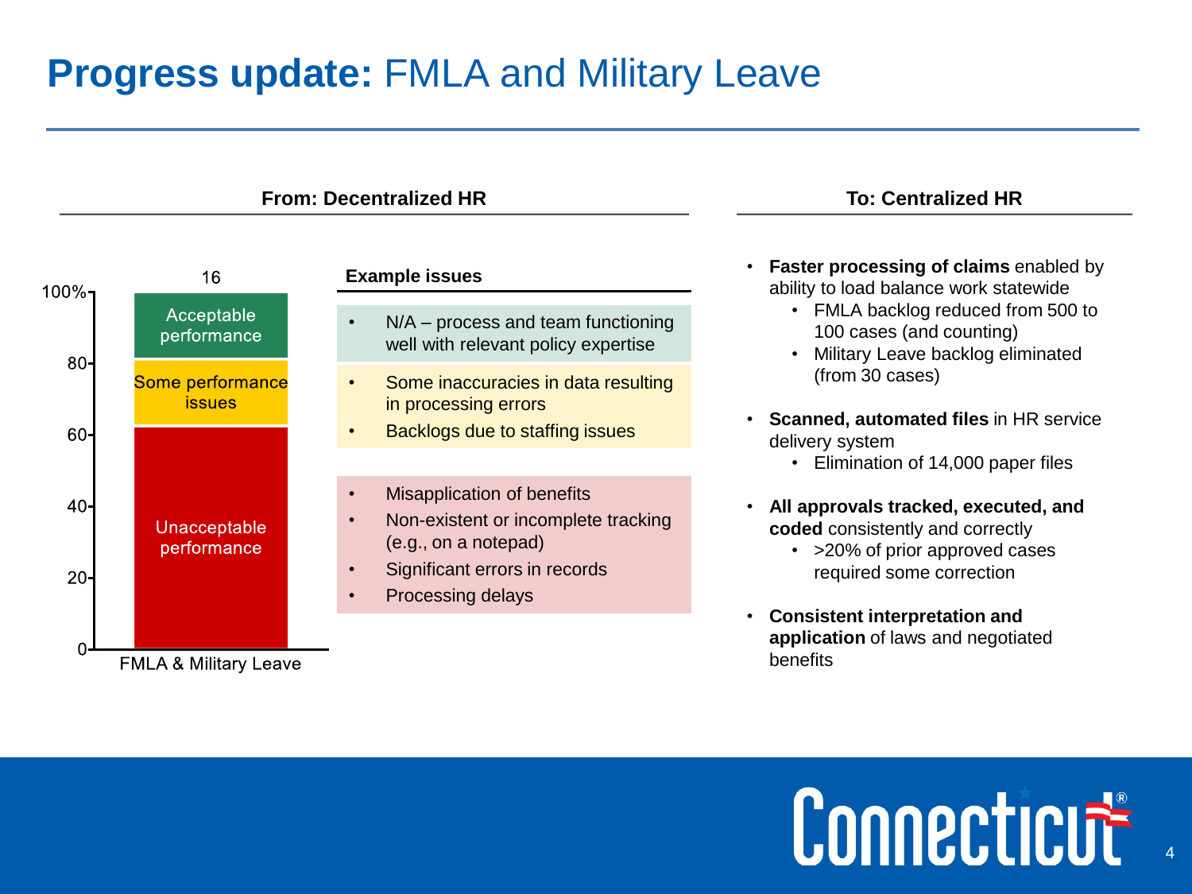# **Progress update:** FMLA and Military Leave

## From: Decentralized HR

16

| Performance level | Approx. share |
|---|---|
| Acceptable performance | 82–100% |
| Some performance issues | 62–82% |
| Unacceptable performance | 0–62% |

FMLA & Military Leave

**Example issues**

- N/A – process and team functioning well with relevant policy expertise

- Some inaccuracies in data resulting in processing errors
- Backlogs due to staffing issues

- Misapplication of benefits
- Non-existent or incomplete tracking (e.g., on a notepad)
- Significant errors in records
- Processing delays

## To: Centralized HR

- **Faster processing of claims** enabled by ability to load balance work statewide
  - FMLA backlog reduced from 500 to 100 cases (and counting)
  - Military Leave backlog eliminated (from 30 cases)
- **Scanned, automated files** in HR service delivery system
  - Elimination of 14,000 paper files
- **All approvals tracked, executed, and coded** consistently and correctly
  - >20% of prior approved cases required some correction
- **Consistent interpretation and application** of laws and negotiated benefits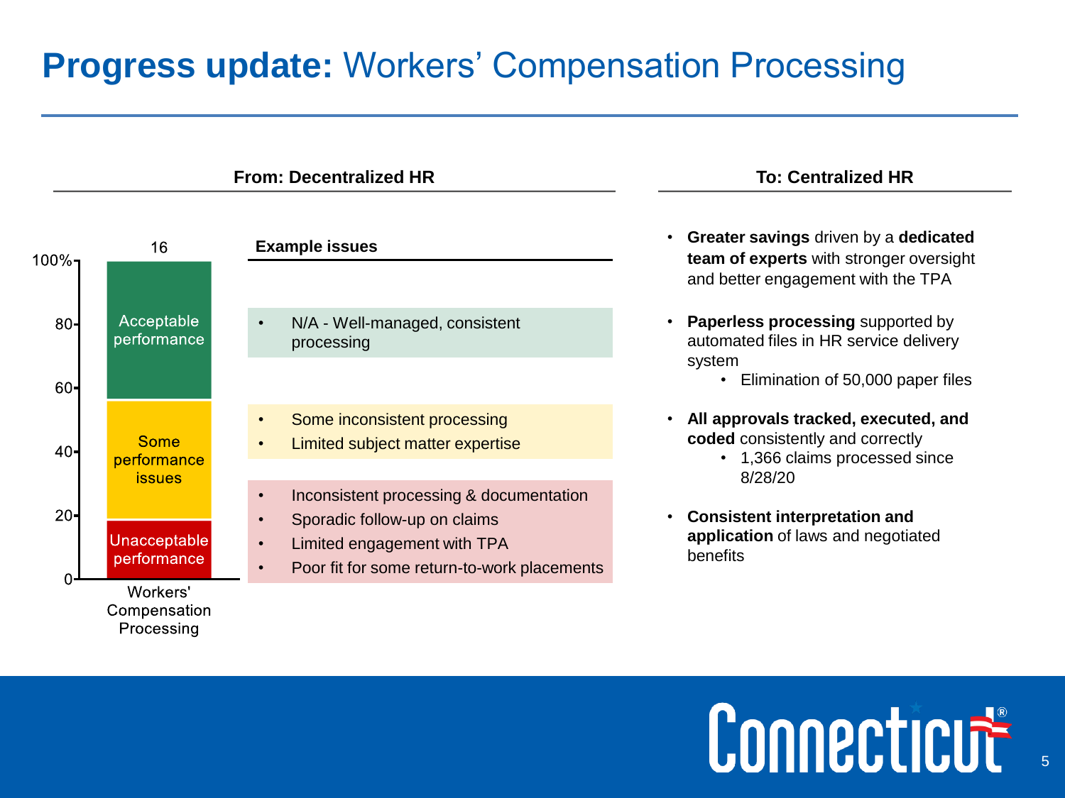# **Progress update:** Workers' Compensation Processing

## From: Decentralized HR

Workers' Compensation Processing (16)

| Performance level | Example issues |
|---|---|
| Acceptable performance | • N/A - Well-managed, consistent processing |
| Some performance issues | • Some inconsistent processing<br>• Limited subject matter expertise |
| Unacceptable performance | • Inconsistent processing & documentation<br>• Sporadic follow-up on claims<br>• Limited engagement with TPA<br>• Poor fit for some return-to-work placements |

## To: Centralized HR

- **Greater savings** driven by a **dedicated team of experts** with stronger oversight and better engagement with the TPA
- **Paperless processing** supported by automated files in HR service delivery system
  - Elimination of 50,000 paper files
- **All approvals tracked, executed, and coded** consistently and correctly
  - 1,366 claims processed since 8/28/20
- **Consistent interpretation and application** of laws and negotiated benefits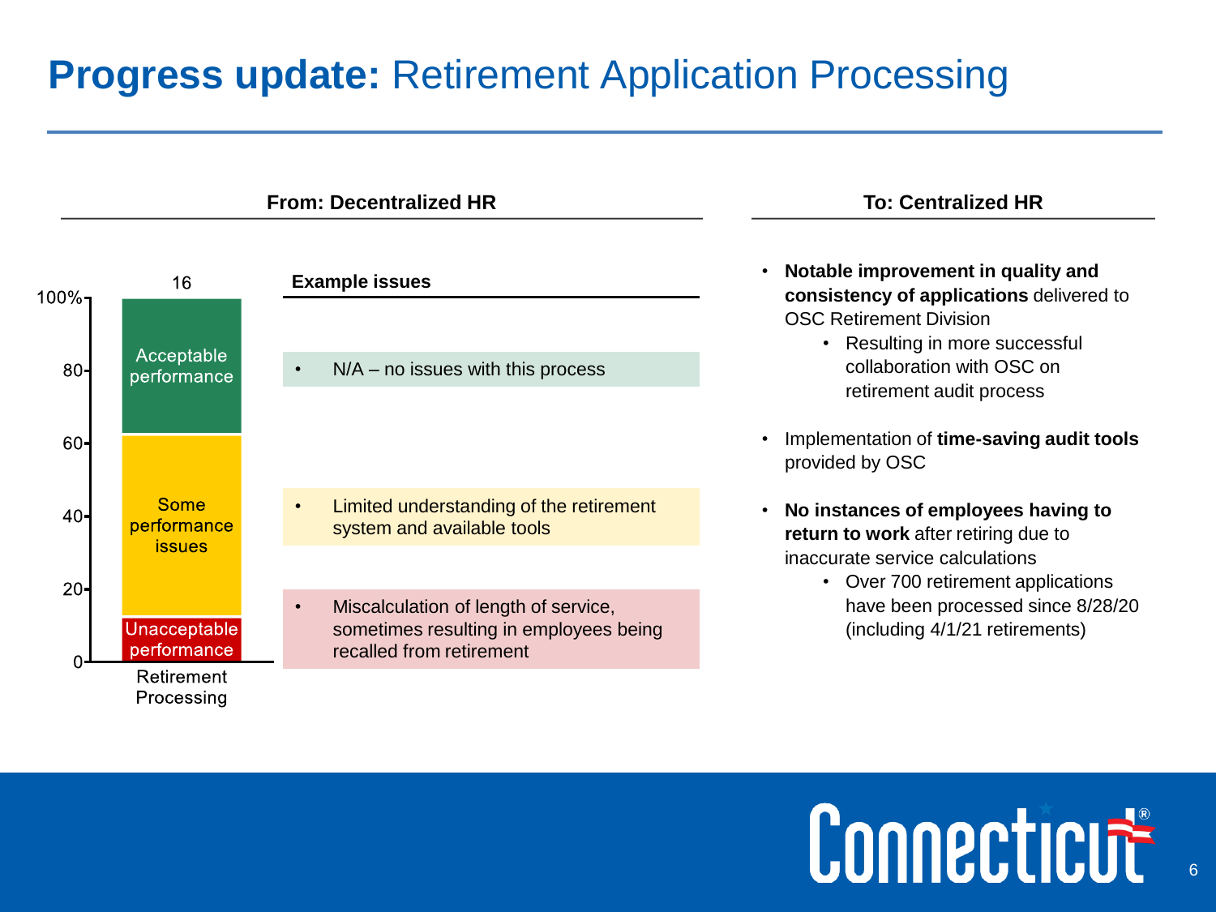# **Progress update:** Retirement Application Processing

## From: Decentralized HR

16

| Retirement Processing | Example issues |
| --- | --- |
| Acceptable performance | N/A – no issues with this process |
| Some performance issues | Limited understanding of the retirement system and available tools |
| Unacceptable performance | Miscalculation of length of service, sometimes resulting in employees being recalled from retirement |

## To: Centralized HR

- **Notable improvement in quality and consistency of applications** delivered to OSC Retirement Division
  - Resulting in more successful collaboration with OSC on retirement audit process
- Implementation of **time-saving audit tools** provided by OSC
- **No instances of employees having to return to work** after retiring due to inaccurate service calculations
  - Over 700 retirement applications have been processed since 8/28/20 (including 4/1/21 retirements)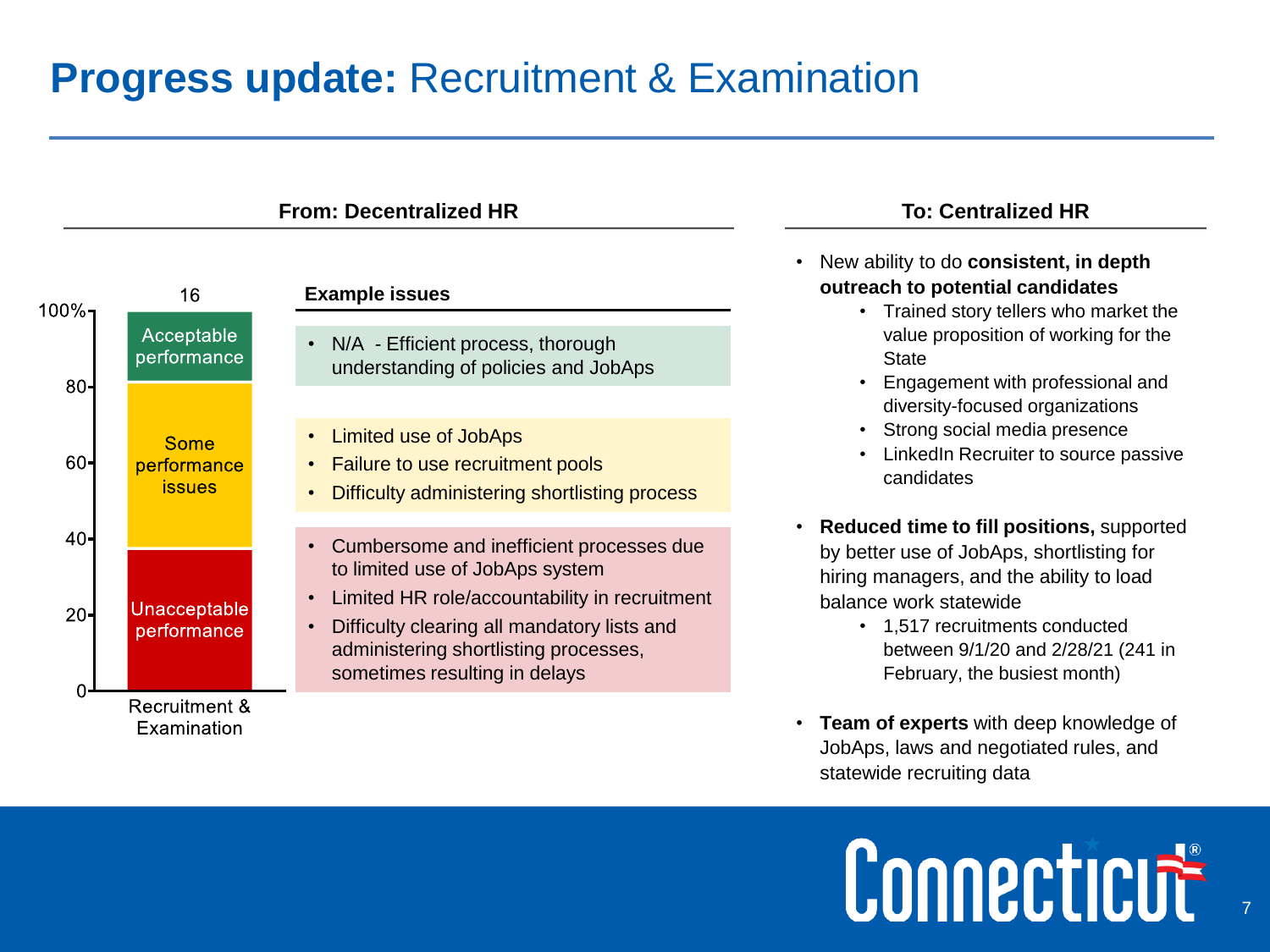# **Progress update:** Recruitment & Examination

## From: Decentralized HR

Recruitment & Examination (16)

| Performance level | Example issues |
|---|---|
| Acceptable performance | • N/A - Efficient process, thorough understanding of policies and JobAps |
| Some performance issues | • Limited use of JobAps<br>• Failure to use recruitment pools<br>• Difficulty administering shortlisting process |
| Unacceptable performance | • Cumbersome and inefficient processes due to limited use of JobAps system<br>• Limited HR role/accountability in recruitment<br>• Difficulty clearing all mandatory lists and administering shortlisting processes, sometimes resulting in delays |

## To: Centralized HR

- New ability to do **consistent, in depth outreach to potential candidates**
  - Trained story tellers who market the value proposition of working for the State
  - Engagement with professional and diversity-focused organizations
  - Strong social media presence
  - LinkedIn Recruiter to source passive candidates
- **Reduced time to fill positions,** supported by better use of JobAps, shortlisting for hiring managers, and the ability to load balance work statewide
  - 1,517 recruitments conducted between 9/1/20 and 2/28/21 (241 in February, the busiest month)
- **Team of experts** with deep knowledge of JobAps, laws and negotiated rules, and statewide recruiting data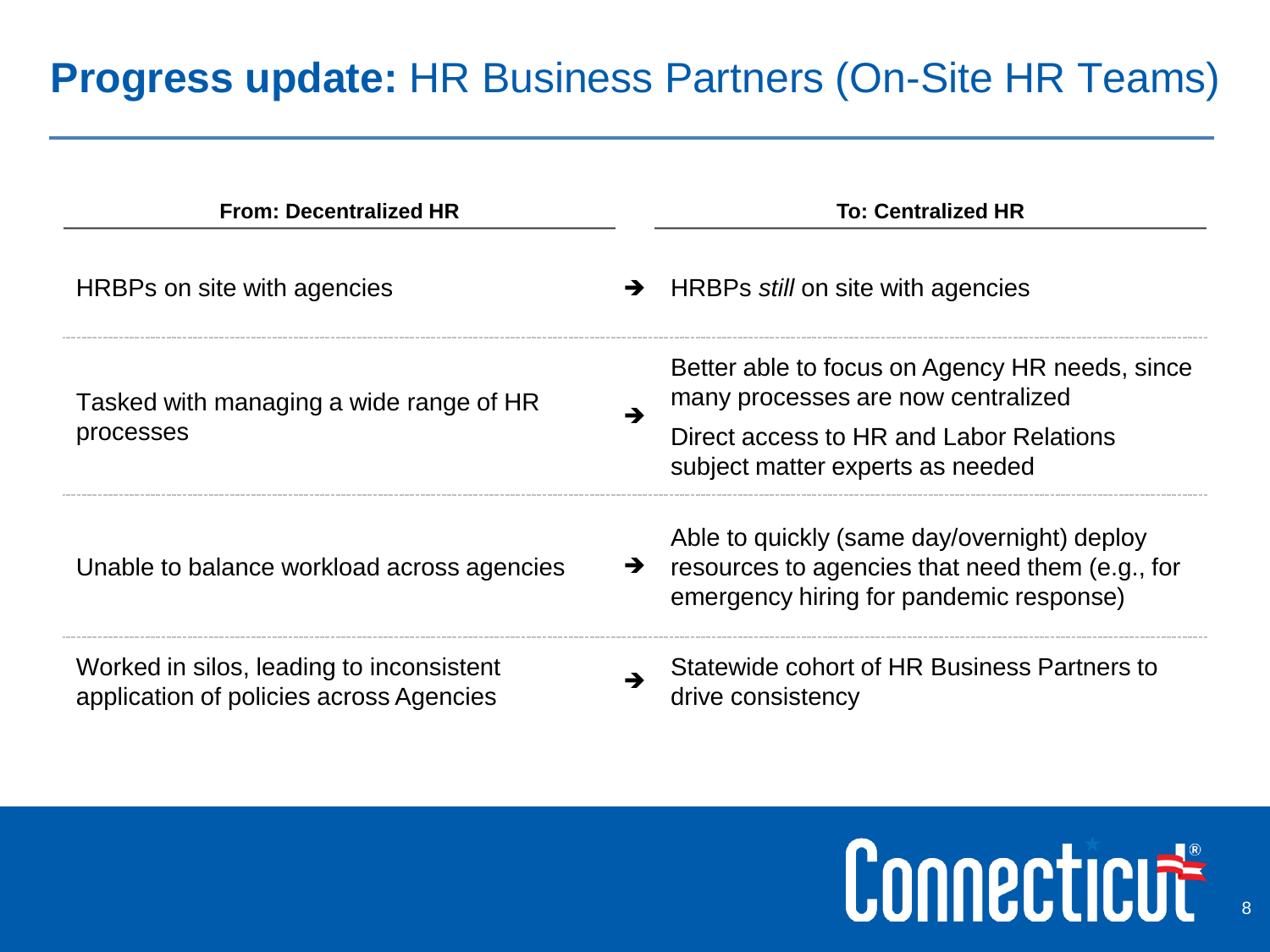# **Progress update:** HR Business Partners (On-Site HR Teams)

| From: Decentralized HR | | To: Centralized HR |
|---|---|---|
| HRBPs on site with agencies | ➔ | HRBPs *still* on site with agencies |
| Tasked with managing a wide range of HR processes | ➔ | Better able to focus on Agency HR needs, since many processes are now centralized<br>Direct access to HR and Labor Relations subject matter experts as needed |
| Unable to balance workload across agencies | ➔ | Able to quickly (same day/overnight) deploy resources to agencies that need them (e.g., for emergency hiring for pandemic response) |
| Worked in silos, leading to inconsistent application of policies across Agencies | ➔ | Statewide cohort of HR Business Partners to drive consistency |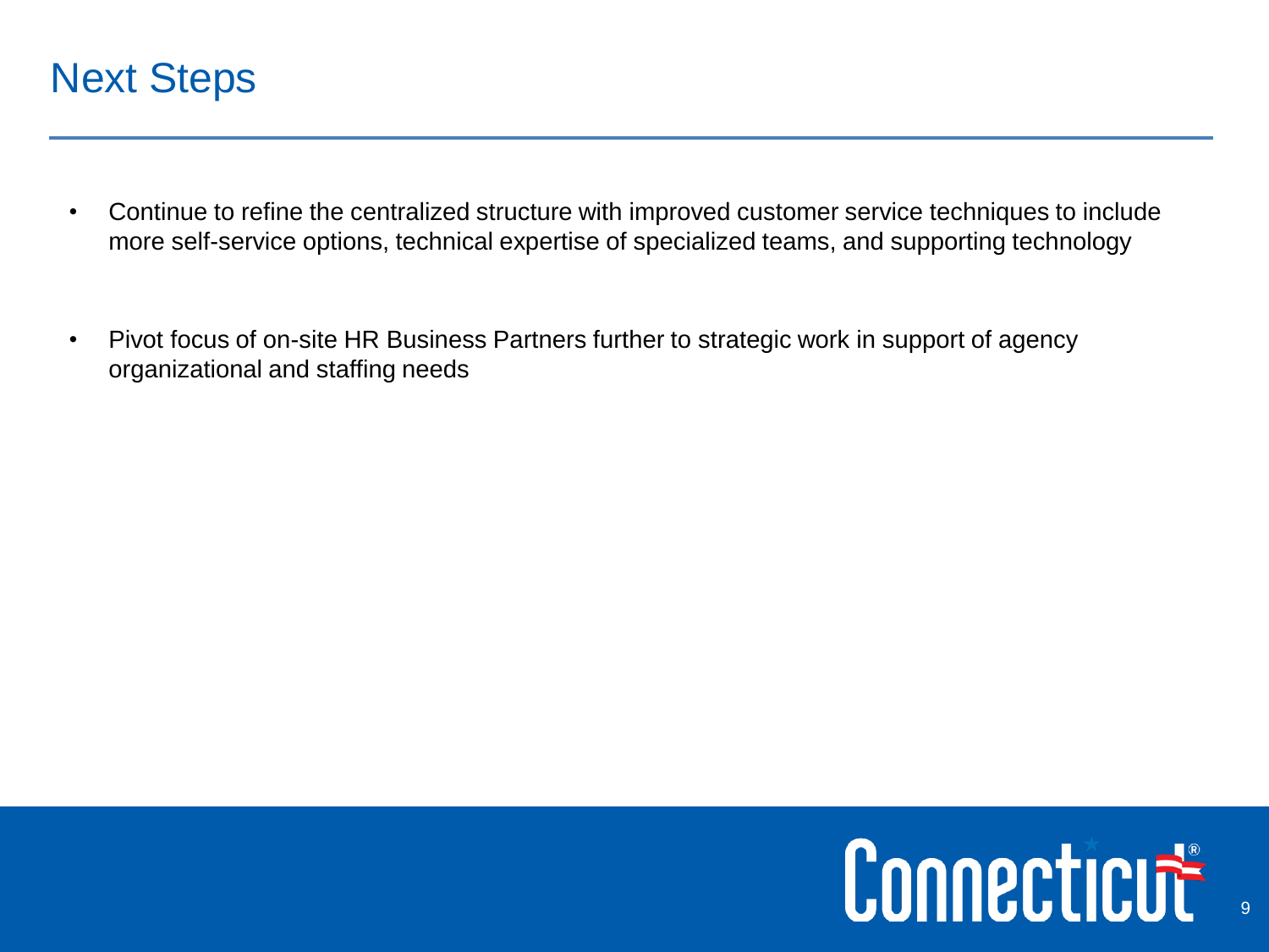# Next Steps

- Continue to refine the centralized structure with improved customer service techniques to include more self-service options, technical expertise of specialized teams, and supporting technology
- Pivot focus of on-site HR Business Partners further to strategic work in support of agency organizational and staffing needs